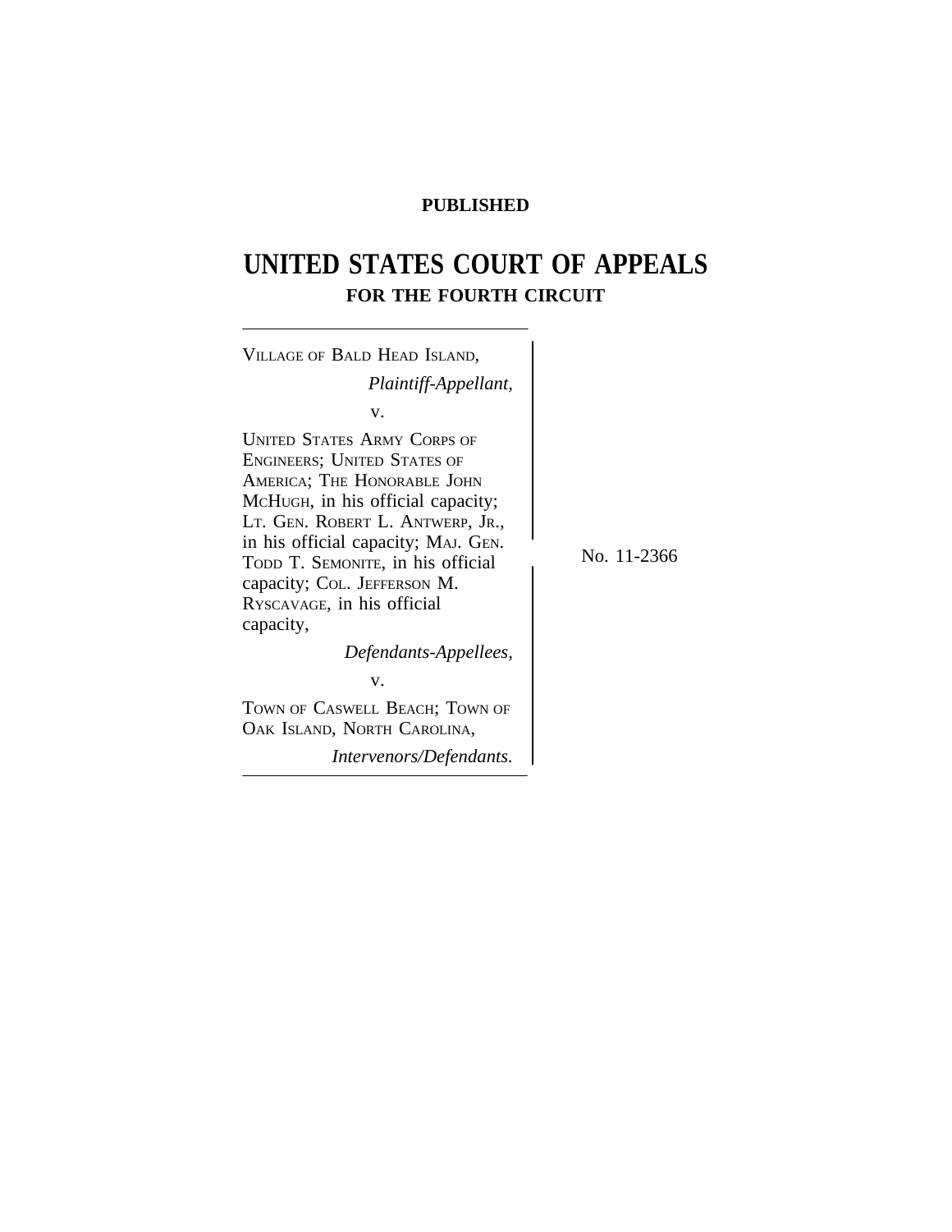**PUBLISHED**

# UNITED STATES COURT OF APPEALS
## FOR THE FOURTH CIRCUIT

VILLAGE OF BALD HEAD ISLAND,
*Plaintiff-Appellant,*

v.

UNITED STATES ARMY CORPS OF ENGINEERS; UNITED STATES OF AMERICA; THE HONORABLE JOHN MCHUGH, in his official capacity; LT. GEN. ROBERT L. ANTWERP, JR., in his official capacity; MAJ. GEN. TODD T. SEMONITE, in his official capacity; COL. JEFFERSON M. RYSCAVAGE, in his official capacity,
*Defendants-Appellees,*

v.

TOWN OF CASWELL BEACH; TOWN OF OAK ISLAND, NORTH CAROLINA,
*Intervenors/Defendants.*

No. 11-2366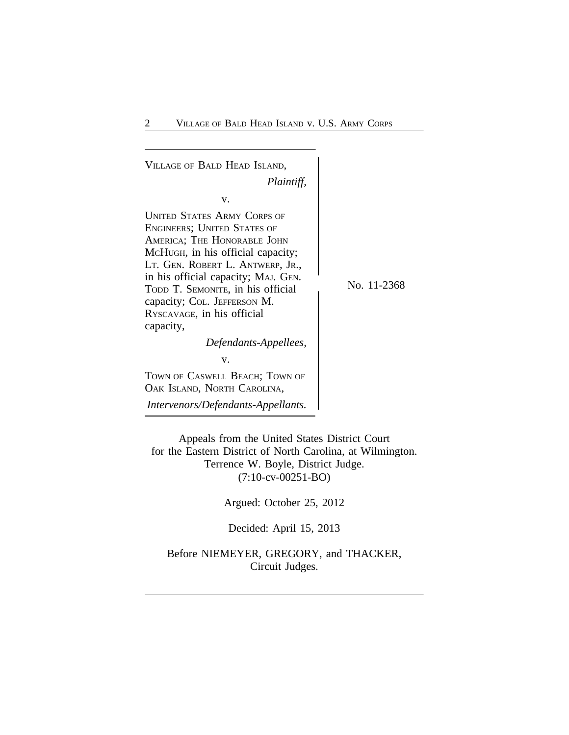VILLAGE OF BALD HEAD ISLAND,
*Plaintiff,*

v.

UNITED STATES ARMY CORPS OF ENGINEERS; UNITED STATES OF AMERICA; THE HONORABLE JOHN MCHUGH, in his official capacity; LT. GEN. ROBERT L. ANTWERP, JR., in his official capacity; MAJ. GEN. TODD T. SEMONITE, in his official capacity; COL. JEFFERSON M. RYSCAVAGE, in his official capacity,
*Defendants-Appellees,*

v.

TOWN OF CASWELL BEACH; TOWN OF OAK ISLAND, NORTH CAROLINA,
*Intervenors/Defendants-Appellants.*

No. 11-2368

Appeals from the United States District Court
for the Eastern District of North Carolina, at Wilmington.
Terrence W. Boyle, District Judge.
(7:10-cv-00251-BO)

Argued: October 25, 2012

Decided: April 15, 2013

Before NIEMEYER, GREGORY, and THACKER,
Circuit Judges.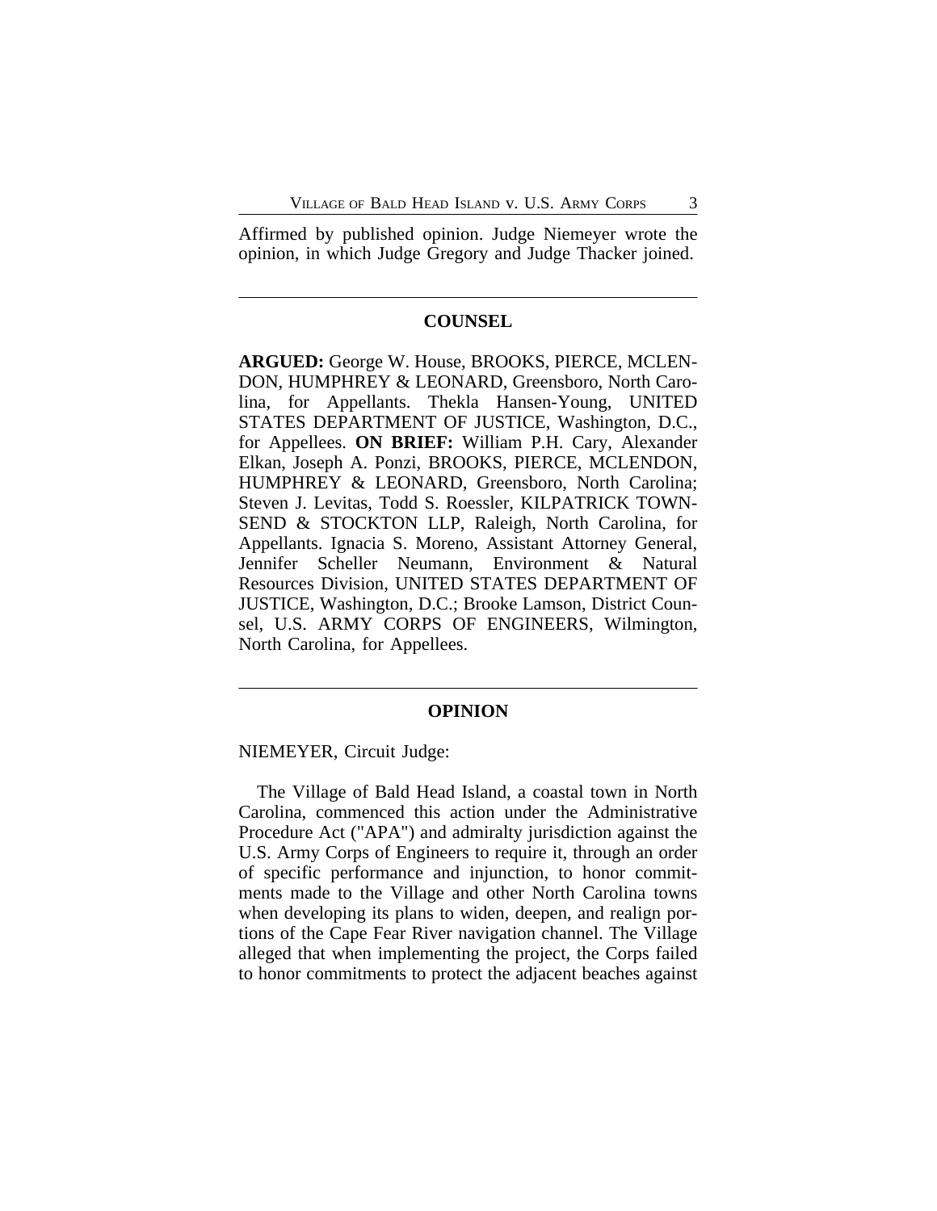Affirmed by published opinion. Judge Niemeyer wrote the opinion, in which Judge Gregory and Judge Thacker joined.

---

## COUNSEL

**ARGUED:** George W. House, BROOKS, PIERCE, MCLENDON, HUMPHREY & LEONARD, Greensboro, North Carolina, for Appellants. Thekla Hansen-Young, UNITED STATES DEPARTMENT OF JUSTICE, Washington, D.C., for Appellees. **ON BRIEF:** William P.H. Cary, Alexander Elkan, Joseph A. Ponzi, BROOKS, PIERCE, MCLENDON, HUMPHREY & LEONARD, Greensboro, North Carolina; Steven J. Levitas, Todd S. Roessler, KILPATRICK TOWNSEND & STOCKTON LLP, Raleigh, North Carolina, for Appellants. Ignacia S. Moreno, Assistant Attorney General, Jennifer Scheller Neumann, Environment & Natural Resources Division, UNITED STATES DEPARTMENT OF JUSTICE, Washington, D.C.; Brooke Lamson, District Counsel, U.S. ARMY CORPS OF ENGINEERS, Wilmington, North Carolina, for Appellees.

---

## OPINION

NIEMEYER, Circuit Judge:

The Village of Bald Head Island, a coastal town in North Carolina, commenced this action under the Administrative Procedure Act ("APA") and admiralty jurisdiction against the U.S. Army Corps of Engineers to require it, through an order of specific performance and injunction, to honor commitments made to the Village and other North Carolina towns when developing its plans to widen, deepen, and realign portions of the Cape Fear River navigation channel. The Village alleged that when implementing the project, the Corps failed to honor commitments to protect the adjacent beaches against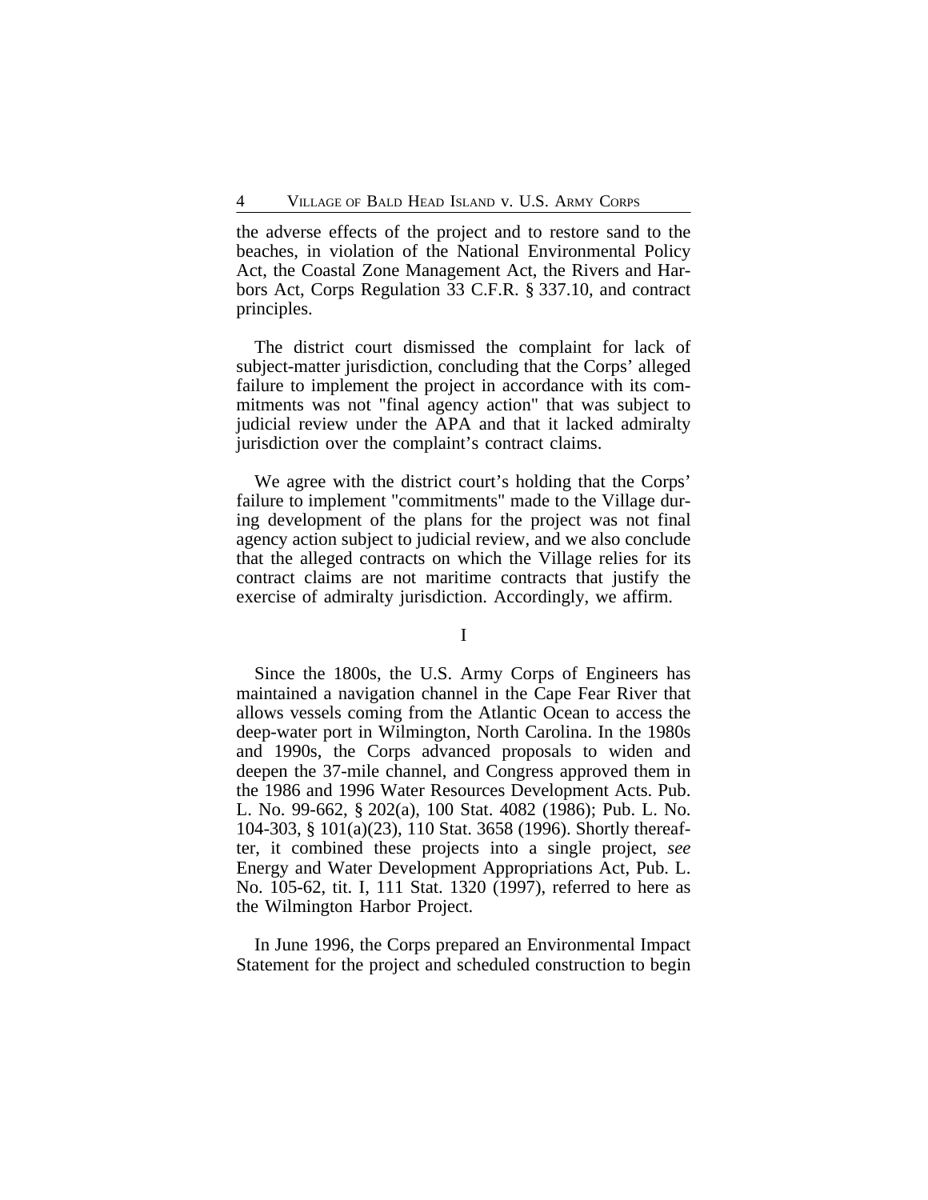the adverse effects of the project and to restore sand to the beaches, in violation of the National Environmental Policy Act, the Coastal Zone Management Act, the Rivers and Harbors Act, Corps Regulation 33 C.F.R. § 337.10, and contract principles.

The district court dismissed the complaint for lack of subject-matter jurisdiction, concluding that the Corps' alleged failure to implement the project in accordance with its commitments was not "final agency action" that was subject to judicial review under the APA and that it lacked admiralty jurisdiction over the complaint's contract claims.

We agree with the district court's holding that the Corps' failure to implement "commitments" made to the Village during development of the plans for the project was not final agency action subject to judicial review, and we also conclude that the alleged contracts on which the Village relies for its contract claims are not maritime contracts that justify the exercise of admiralty jurisdiction. Accordingly, we affirm.

## I

Since the 1800s, the U.S. Army Corps of Engineers has maintained a navigation channel in the Cape Fear River that allows vessels coming from the Atlantic Ocean to access the deep-water port in Wilmington, North Carolina. In the 1980s and 1990s, the Corps advanced proposals to widen and deepen the 37-mile channel, and Congress approved them in the 1986 and 1996 Water Resources Development Acts. Pub. L. No. 99-662, § 202(a), 100 Stat. 4082 (1986); Pub. L. No. 104-303, § 101(a)(23), 110 Stat. 3658 (1996). Shortly thereafter, it combined these projects into a single project, *see* Energy and Water Development Appropriations Act, Pub. L. No. 105-62, tit. I, 111 Stat. 1320 (1997), referred to here as the Wilmington Harbor Project.

In June 1996, the Corps prepared an Environmental Impact Statement for the project and scheduled construction to begin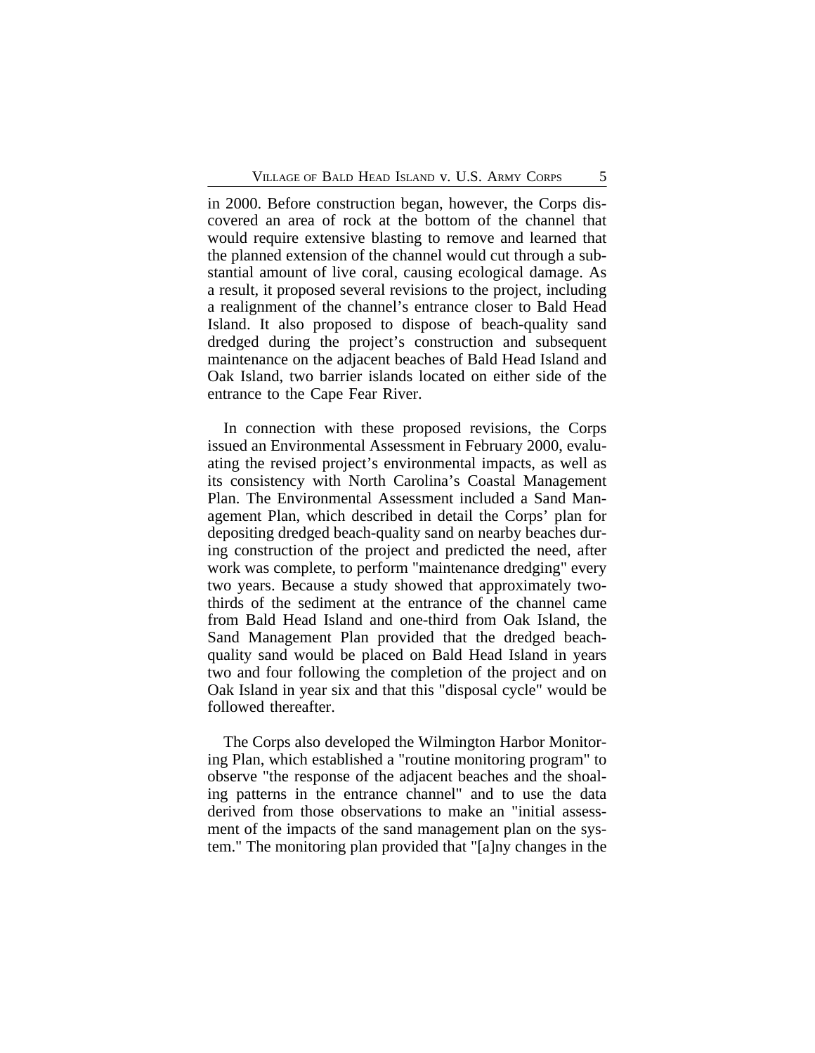in 2000. Before construction began, however, the Corps discovered an area of rock at the bottom of the channel that would require extensive blasting to remove and learned that the planned extension of the channel would cut through a substantial amount of live coral, causing ecological damage. As a result, it proposed several revisions to the project, including a realignment of the channel's entrance closer to Bald Head Island. It also proposed to dispose of beach-quality sand dredged during the project's construction and subsequent maintenance on the adjacent beaches of Bald Head Island and Oak Island, two barrier islands located on either side of the entrance to the Cape Fear River.

In connection with these proposed revisions, the Corps issued an Environmental Assessment in February 2000, evaluating the revised project's environmental impacts, as well as its consistency with North Carolina's Coastal Management Plan. The Environmental Assessment included a Sand Management Plan, which described in detail the Corps' plan for depositing dredged beach-quality sand on nearby beaches during construction of the project and predicted the need, after work was complete, to perform "maintenance dredging" every two years. Because a study showed that approximately two-thirds of the sediment at the entrance of the channel came from Bald Head Island and one-third from Oak Island, the Sand Management Plan provided that the dredged beach-quality sand would be placed on Bald Head Island in years two and four following the completion of the project and on Oak Island in year six and that this "disposal cycle" would be followed thereafter.

The Corps also developed the Wilmington Harbor Monitoring Plan, which established a "routine monitoring program" to observe "the response of the adjacent beaches and the shoaling patterns in the entrance channel" and to use the data derived from those observations to make an "initial assessment of the impacts of the sand management plan on the system." The monitoring plan provided that "[a]ny changes in the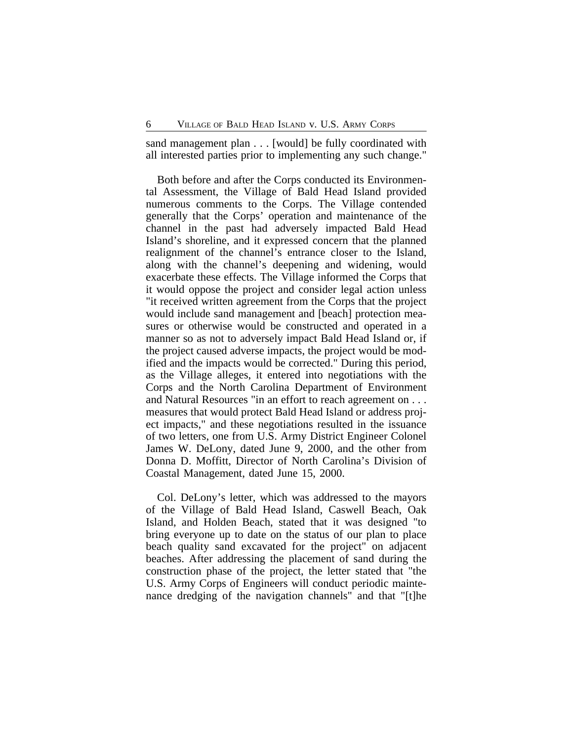sand management plan . . . [would] be fully coordinated with all interested parties prior to implementing any such change."

Both before and after the Corps conducted its Environmental Assessment, the Village of Bald Head Island provided numerous comments to the Corps. The Village contended generally that the Corps' operation and maintenance of the channel in the past had adversely impacted Bald Head Island's shoreline, and it expressed concern that the planned realignment of the channel's entrance closer to the Island, along with the channel's deepening and widening, would exacerbate these effects. The Village informed the Corps that it would oppose the project and consider legal action unless "it received written agreement from the Corps that the project would include sand management and [beach] protection measures or otherwise would be constructed and operated in a manner so as not to adversely impact Bald Head Island or, if the project caused adverse impacts, the project would be modified and the impacts would be corrected." During this period, as the Village alleges, it entered into negotiations with the Corps and the North Carolina Department of Environment and Natural Resources "in an effort to reach agreement on . . . measures that would protect Bald Head Island or address project impacts," and these negotiations resulted in the issuance of two letters, one from U.S. Army District Engineer Colonel James W. DeLony, dated June 9, 2000, and the other from Donna D. Moffitt, Director of North Carolina's Division of Coastal Management, dated June 15, 2000.

Col. DeLony's letter, which was addressed to the mayors of the Village of Bald Head Island, Caswell Beach, Oak Island, and Holden Beach, stated that it was designed "to bring everyone up to date on the status of our plan to place beach quality sand excavated for the project" on adjacent beaches. After addressing the placement of sand during the construction phase of the project, the letter stated that "the U.S. Army Corps of Engineers will conduct periodic maintenance dredging of the navigation channels" and that "[t]he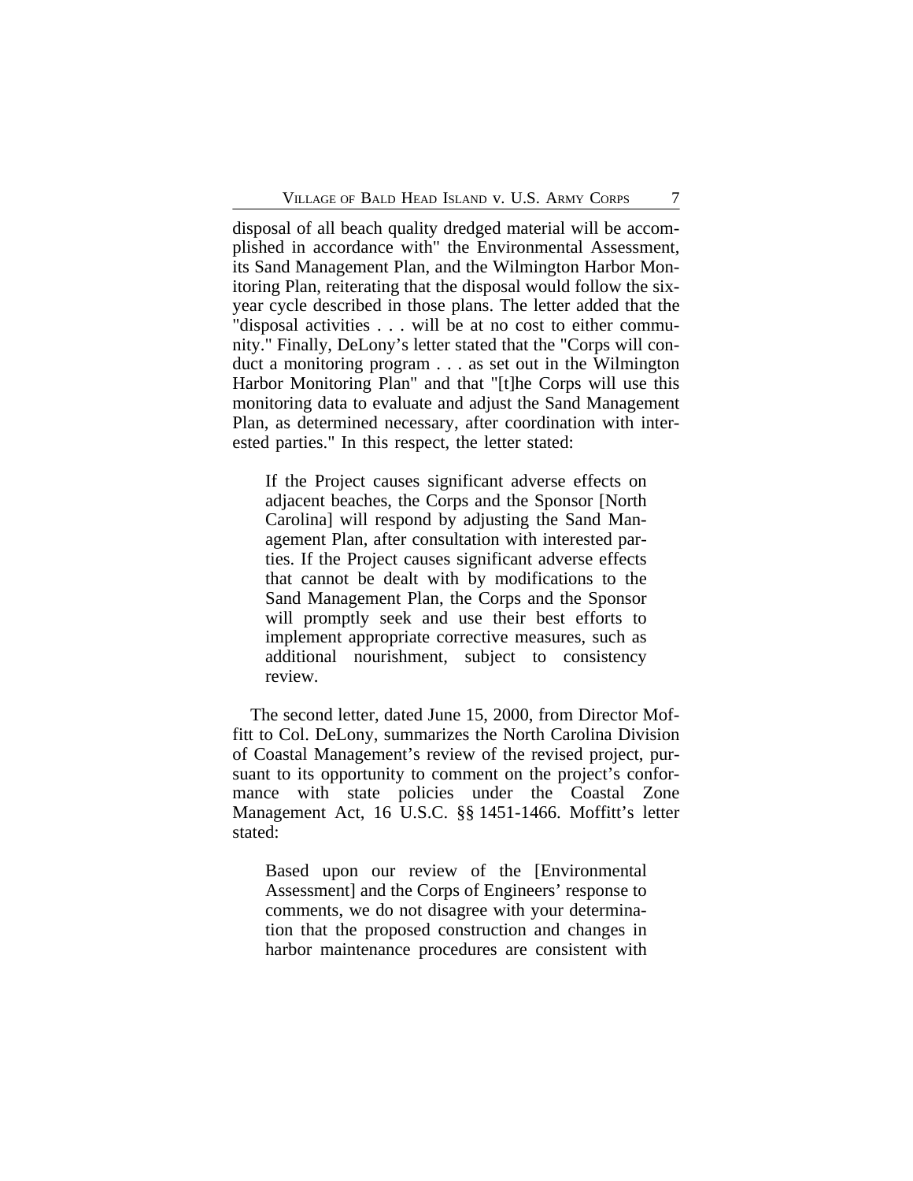disposal of all beach quality dredged material will be accomplished in accordance with" the Environmental Assessment, its Sand Management Plan, and the Wilmington Harbor Monitoring Plan, reiterating that the disposal would follow the six-year cycle described in those plans. The letter added that the "disposal activities . . . will be at no cost to either community." Finally, DeLony's letter stated that the "Corps will conduct a monitoring program . . . as set out in the Wilmington Harbor Monitoring Plan" and that "[t]he Corps will use this monitoring data to evaluate and adjust the Sand Management Plan, as determined necessary, after coordination with interested parties." In this respect, the letter stated:

> If the Project causes significant adverse effects on adjacent beaches, the Corps and the Sponsor [North Carolina] will respond by adjusting the Sand Management Plan, after consultation with interested parties. If the Project causes significant adverse effects that cannot be dealt with by modifications to the Sand Management Plan, the Corps and the Sponsor will promptly seek and use their best efforts to implement appropriate corrective measures, such as additional nourishment, subject to consistency review.

The second letter, dated June 15, 2000, from Director Moffitt to Col. DeLony, summarizes the North Carolina Division of Coastal Management's review of the revised project, pursuant to its opportunity to comment on the project's conformance with state policies under the Coastal Zone Management Act, 16 U.S.C. §§ 1451-1466. Moffitt's letter stated:

> Based upon our review of the [Environmental Assessment] and the Corps of Engineers' response to comments, we do not disagree with your determination that the proposed construction and changes in harbor maintenance procedures are consistent with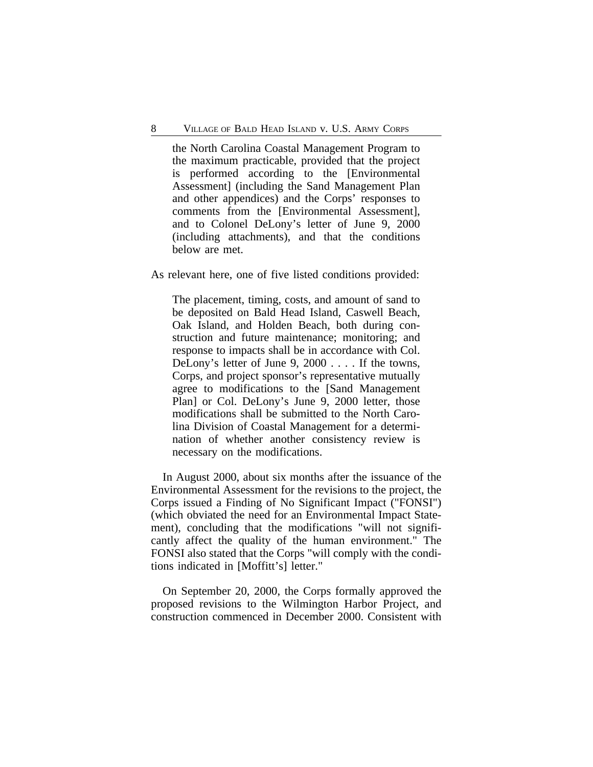> the North Carolina Coastal Management Program to the maximum practicable, provided that the project is performed according to the [Environmental Assessment] (including the Sand Management Plan and other appendices) and the Corps' responses to comments from the [Environmental Assessment], and to Colonel DeLony's letter of June 9, 2000 (including attachments), and that the conditions below are met.

As relevant here, one of five listed conditions provided:

> The placement, timing, costs, and amount of sand to be deposited on Bald Head Island, Caswell Beach, Oak Island, and Holden Beach, both during construction and future maintenance; monitoring; and response to impacts shall be in accordance with Col. DeLony's letter of June 9, 2000 . . . . If the towns, Corps, and project sponsor's representative mutually agree to modifications to the [Sand Management Plan] or Col. DeLony's June 9, 2000 letter, those modifications shall be submitted to the North Carolina Division of Coastal Management for a determination of whether another consistency review is necessary on the modifications.

In August 2000, about six months after the issuance of the Environmental Assessment for the revisions to the project, the Corps issued a Finding of No Significant Impact ("FONSI") (which obviated the need for an Environmental Impact Statement), concluding that the modifications "will not significantly affect the quality of the human environment." The FONSI also stated that the Corps "will comply with the conditions indicated in [Moffitt's] letter."

On September 20, 2000, the Corps formally approved the proposed revisions to the Wilmington Harbor Project, and construction commenced in December 2000. Consistent with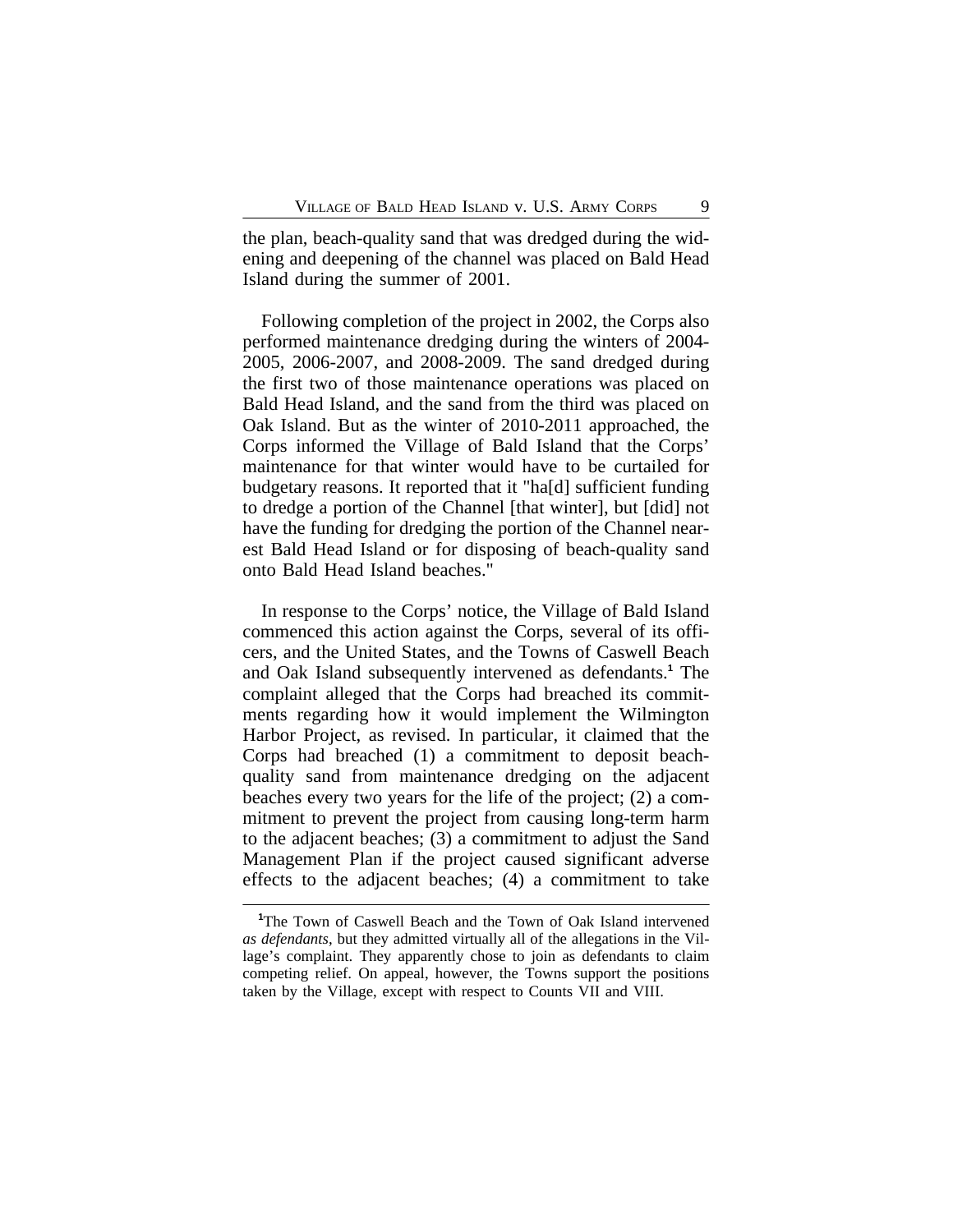the plan, beach-quality sand that was dredged during the widening and deepening of the channel was placed on Bald Head Island during the summer of 2001.

Following completion of the project in 2002, the Corps also performed maintenance dredging during the winters of 2004-2005, 2006-2007, and 2008-2009. The sand dredged during the first two of those maintenance operations was placed on Bald Head Island, and the sand from the third was placed on Oak Island. But as the winter of 2010-2011 approached, the Corps informed the Village of Bald Island that the Corps' maintenance for that winter would have to be curtailed for budgetary reasons. It reported that it "ha[d] sufficient funding to dredge a portion of the Channel [that winter], but [did] not have the funding for dredging the portion of the Channel nearest Bald Head Island or for disposing of beach-quality sand onto Bald Head Island beaches."

In response to the Corps' notice, the Village of Bald Island commenced this action against the Corps, several of its officers, and the United States, and the Towns of Caswell Beach and Oak Island subsequently intervened as defendants.[1] The complaint alleged that the Corps had breached its commitments regarding how it would implement the Wilmington Harbor Project, as revised. In particular, it claimed that the Corps had breached (1) a commitment to deposit beach-quality sand from maintenance dredging on the adjacent beaches every two years for the life of the project; (2) a commitment to prevent the project from causing long-term harm to the adjacent beaches; (3) a commitment to adjust the Sand Management Plan if the project caused significant adverse effects to the adjacent beaches; (4) a commitment to take

[1]The Town of Caswell Beach and the Town of Oak Island intervened *as defendants*, but they admitted virtually all of the allegations in the Village's complaint. They apparently chose to join as defendants to claim competing relief. On appeal, however, the Towns support the positions taken by the Village, except with respect to Counts VII and VIII.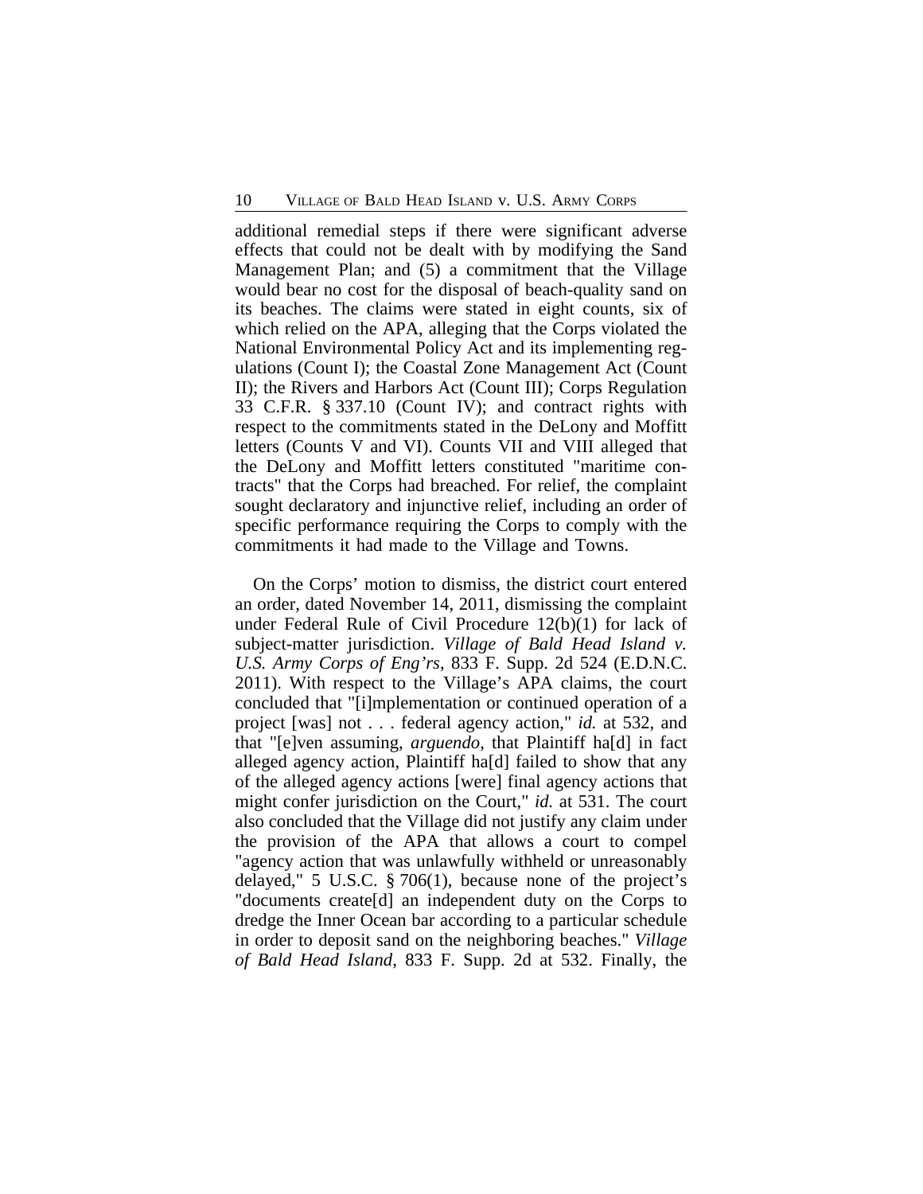additional remedial steps if there were significant adverse effects that could not be dealt with by modifying the Sand Management Plan; and (5) a commitment that the Village would bear no cost for the disposal of beach-quality sand on its beaches. The claims were stated in eight counts, six of which relied on the APA, alleging that the Corps violated the National Environmental Policy Act and its implementing regulations (Count I); the Coastal Zone Management Act (Count II); the Rivers and Harbors Act (Count III); Corps Regulation 33 C.F.R. § 337.10 (Count IV); and contract rights with respect to the commitments stated in the DeLony and Moffitt letters (Counts V and VI). Counts VII and VIII alleged that the DeLony and Moffitt letters constituted "maritime contracts" that the Corps had breached. For relief, the complaint sought declaratory and injunctive relief, including an order of specific performance requiring the Corps to comply with the commitments it had made to the Village and Towns.

On the Corps' motion to dismiss, the district court entered an order, dated November 14, 2011, dismissing the complaint under Federal Rule of Civil Procedure 12(b)(1) for lack of subject-matter jurisdiction. *Village of Bald Head Island v. U.S. Army Corps of Eng'rs*, 833 F. Supp. 2d 524 (E.D.N.C. 2011). With respect to the Village's APA claims, the court concluded that "[i]mplementation or continued operation of a project [was] not . . . federal agency action," *id.* at 532, and that "[e]ven assuming, *arguendo*, that Plaintiff ha[d] in fact alleged agency action, Plaintiff ha[d] failed to show that any of the alleged agency actions [were] final agency actions that might confer jurisdiction on the Court," *id.* at 531. The court also concluded that the Village did not justify any claim under the provision of the APA that allows a court to compel "agency action that was unlawfully withheld or unreasonably delayed," 5 U.S.C. § 706(1), because none of the project's "documents create[d] an independent duty on the Corps to dredge the Inner Ocean bar according to a particular schedule in order to deposit sand on the neighboring beaches." *Village of Bald Head Island*, 833 F. Supp. 2d at 532. Finally, the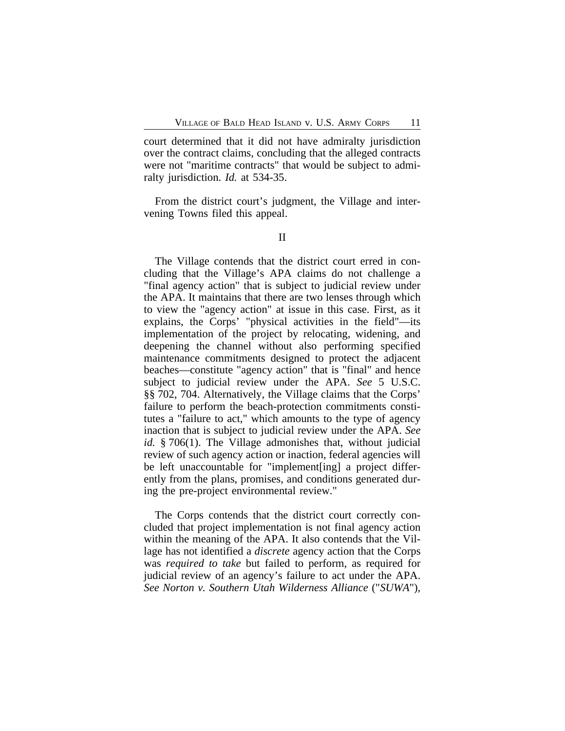court determined that it did not have admiralty jurisdiction over the contract claims, concluding that the alleged contracts were not "maritime contracts" that would be subject to admiralty jurisdiction. *Id.* at 534-35.

From the district court's judgment, the Village and intervening Towns filed this appeal.

## II

The Village contends that the district court erred in concluding that the Village's APA claims do not challenge a "final agency action" that is subject to judicial review under the APA. It maintains that there are two lenses through which to view the "agency action" at issue in this case. First, as it explains, the Corps' "physical activities in the field"—its implementation of the project by relocating, widening, and deepening the channel without also performing specified maintenance commitments designed to protect the adjacent beaches—constitute "agency action" that is "final" and hence subject to judicial review under the APA. *See* 5 U.S.C. §§ 702, 704. Alternatively, the Village claims that the Corps' failure to perform the beach-protection commitments constitutes a "failure to act," which amounts to the type of agency inaction that is subject to judicial review under the APA. *See id.* § 706(1). The Village admonishes that, without judicial review of such agency action or inaction, federal agencies will be left unaccountable for "implement[ing] a project differently from the plans, promises, and conditions generated during the pre-project environmental review."

The Corps contends that the district court correctly concluded that project implementation is not final agency action within the meaning of the APA. It also contends that the Village has not identified a *discrete* agency action that the Corps was *required to take* but failed to perform, as required for judicial review of an agency's failure to act under the APA. *See Norton v. Southern Utah Wilderness Alliance* ("*SUWA*"),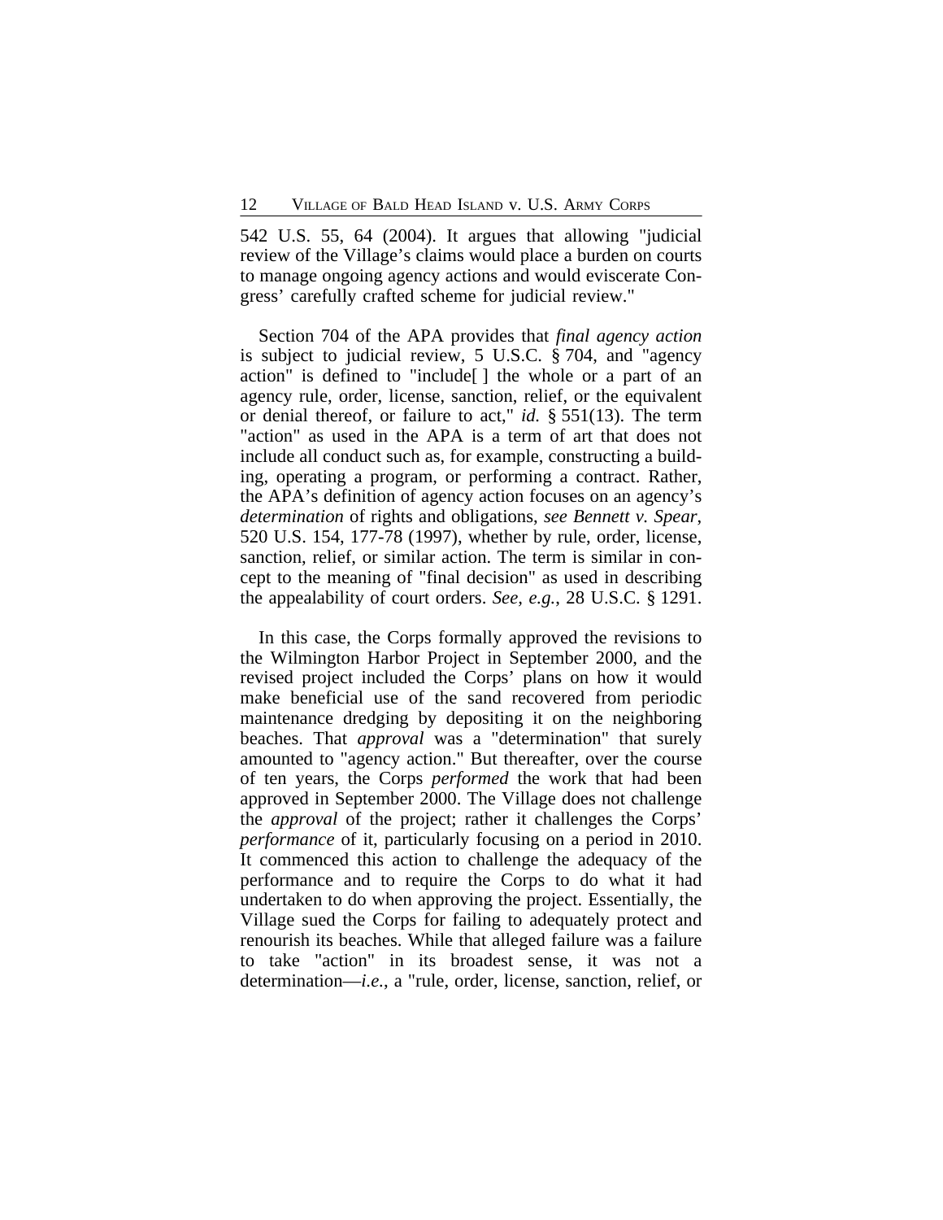542 U.S. 55, 64 (2004). It argues that allowing "judicial review of the Village's claims would place a burden on courts to manage ongoing agency actions and would eviscerate Congress' carefully crafted scheme for judicial review."

Section 704 of the APA provides that *final agency action* is subject to judicial review, 5 U.S.C. § 704, and "agency action" is defined to "include[ ] the whole or a part of an agency rule, order, license, sanction, relief, or the equivalent or denial thereof, or failure to act," *id.* § 551(13). The term "action" as used in the APA is a term of art that does not include all conduct such as, for example, constructing a building, operating a program, or performing a contract. Rather, the APA's definition of agency action focuses on an agency's *determination* of rights and obligations, *see Bennett v. Spear*, 520 U.S. 154, 177-78 (1997), whether by rule, order, license, sanction, relief, or similar action. The term is similar in concept to the meaning of "final decision" as used in describing the appealability of court orders. *See, e.g.*, 28 U.S.C. § 1291.

In this case, the Corps formally approved the revisions to the Wilmington Harbor Project in September 2000, and the revised project included the Corps' plans on how it would make beneficial use of the sand recovered from periodic maintenance dredging by depositing it on the neighboring beaches. That *approval* was a "determination" that surely amounted to "agency action." But thereafter, over the course of ten years, the Corps *performed* the work that had been approved in September 2000. The Village does not challenge the *approval* of the project; rather it challenges the Corps' *performance* of it, particularly focusing on a period in 2010. It commenced this action to challenge the adequacy of the performance and to require the Corps to do what it had undertaken to do when approving the project. Essentially, the Village sued the Corps for failing to adequately protect and renourish its beaches. While that alleged failure was a failure to take "action" in its broadest sense, it was not a determination—*i.e.*, a "rule, order, license, sanction, relief, or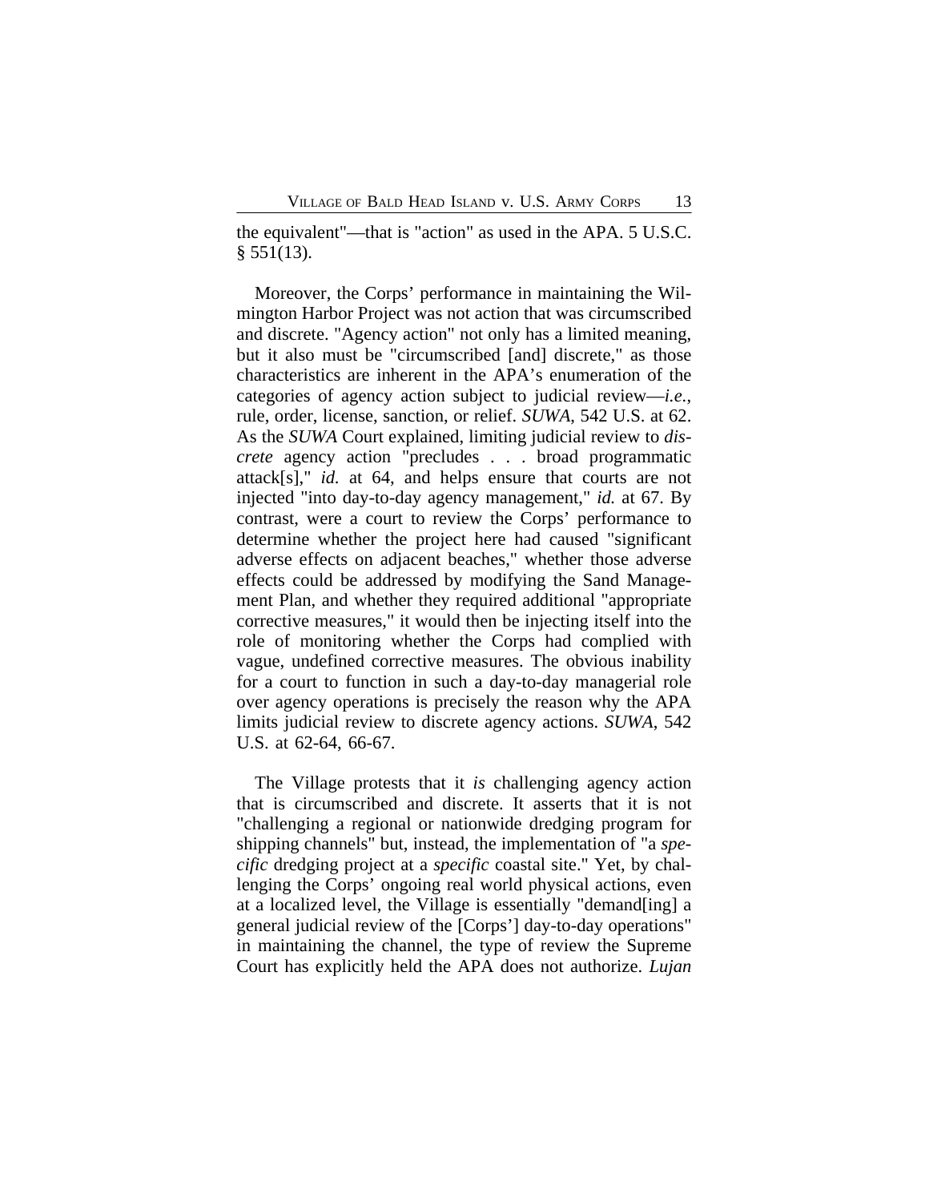the equivalent"—that is "action" as used in the APA. 5 U.S.C. § 551(13).

Moreover, the Corps' performance in maintaining the Wilmington Harbor Project was not action that was circumscribed and discrete. "Agency action" not only has a limited meaning, but it also must be "circumscribed [and] discrete," as those characteristics are inherent in the APA's enumeration of the categories of agency action subject to judicial review—*i.e.*, rule, order, license, sanction, or relief. *SUWA*, 542 U.S. at 62. As the *SUWA* Court explained, limiting judicial review to *discrete* agency action "precludes . . . broad programmatic attack[s]," *id.* at 64, and helps ensure that courts are not injected "into day-to-day agency management," *id.* at 67. By contrast, were a court to review the Corps' performance to determine whether the project here had caused "significant adverse effects on adjacent beaches," whether those adverse effects could be addressed by modifying the Sand Management Plan, and whether they required additional "appropriate corrective measures," it would then be injecting itself into the role of monitoring whether the Corps had complied with vague, undefined corrective measures. The obvious inability for a court to function in such a day-to-day managerial role over agency operations is precisely the reason why the APA limits judicial review to discrete agency actions. *SUWA*, 542 U.S. at 62-64, 66-67.

The Village protests that it *is* challenging agency action that is circumscribed and discrete. It asserts that it is not "challenging a regional or nationwide dredging program for shipping channels" but, instead, the implementation of "a *specific* dredging project at a *specific* coastal site." Yet, by challenging the Corps' ongoing real world physical actions, even at a localized level, the Village is essentially "demand[ing] a general judicial review of the [Corps'] day-to-day operations" in maintaining the channel, the type of review the Supreme Court has explicitly held the APA does not authorize. *Lujan*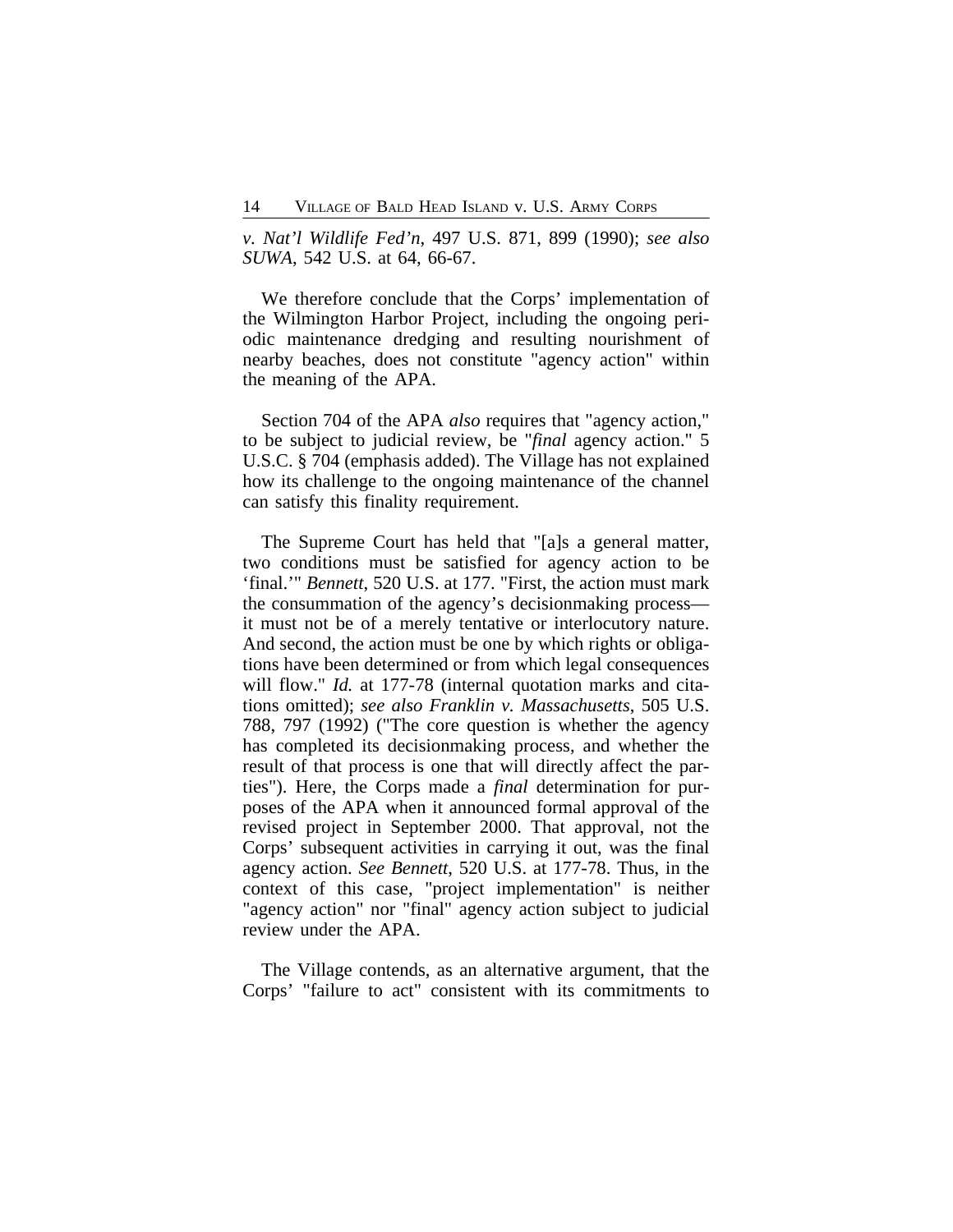*v. Nat'l Wildlife Fed'n*, 497 U.S. 871, 899 (1990); *see also SUWA*, 542 U.S. at 64, 66-67.

We therefore conclude that the Corps' implementation of the Wilmington Harbor Project, including the ongoing periodic maintenance dredging and resulting nourishment of nearby beaches, does not constitute "agency action" within the meaning of the APA.

Section 704 of the APA *also* requires that "agency action," to be subject to judicial review, be "*final* agency action." 5 U.S.C. § 704 (emphasis added). The Village has not explained how its challenge to the ongoing maintenance of the channel can satisfy this finality requirement.

The Supreme Court has held that "[a]s a general matter, two conditions must be satisfied for agency action to be 'final.'" *Bennett*, 520 U.S. at 177. "First, the action must mark the consummation of the agency's decisionmaking process—it must not be of a merely tentative or interlocutory nature. And second, the action must be one by which rights or obligations have been determined or from which legal consequences will flow." *Id.* at 177-78 (internal quotation marks and citations omitted); *see also Franklin v. Massachusetts*, 505 U.S. 788, 797 (1992) ("The core question is whether the agency has completed its decisionmaking process, and whether the result of that process is one that will directly affect the parties"). Here, the Corps made a *final* determination for purposes of the APA when it announced formal approval of the revised project in September 2000. That approval, not the Corps' subsequent activities in carrying it out, was the final agency action. *See Bennett*, 520 U.S. at 177-78. Thus, in the context of this case, "project implementation" is neither "agency action" nor "final" agency action subject to judicial review under the APA.

The Village contends, as an alternative argument, that the Corps' "failure to act" consistent with its commitments to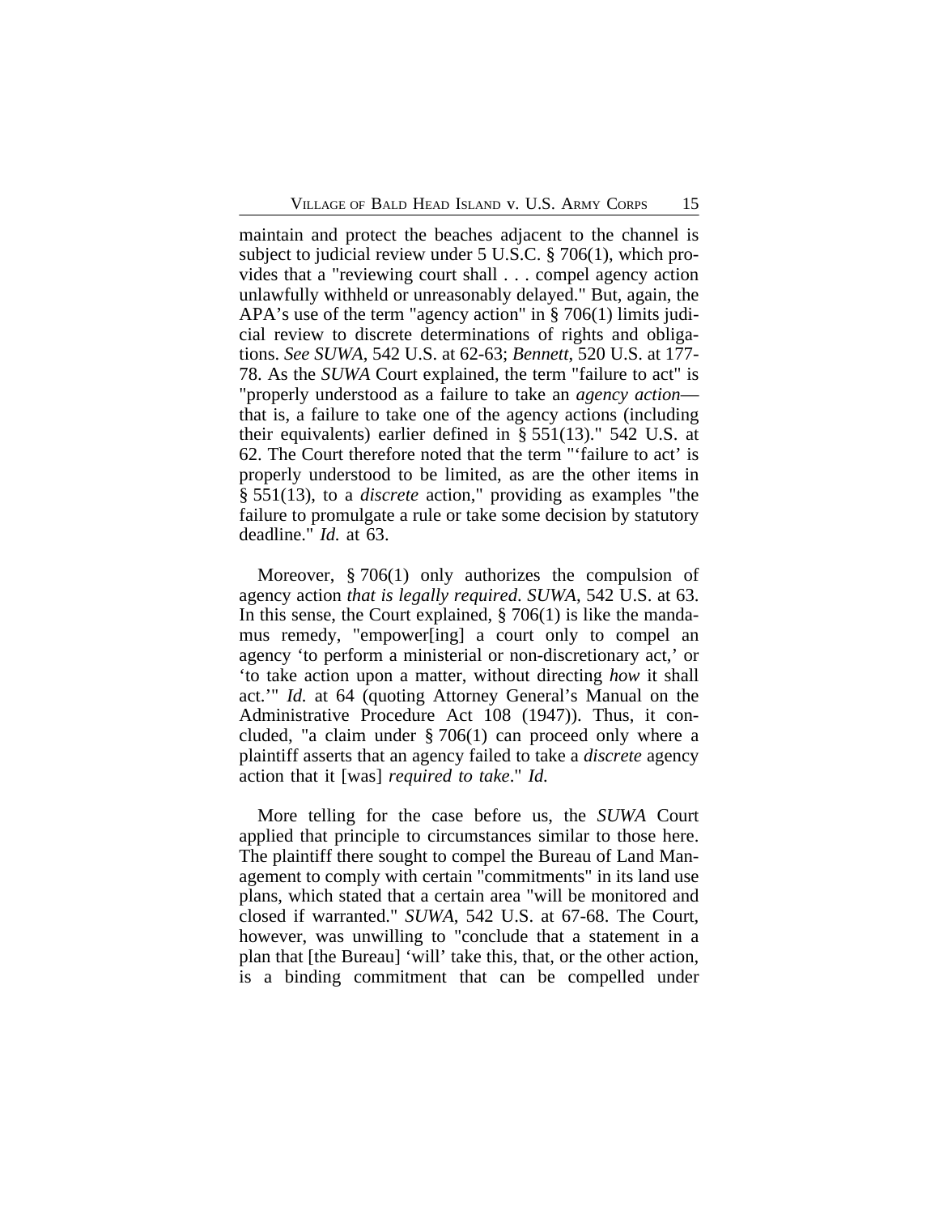maintain and protect the beaches adjacent to the channel is subject to judicial review under 5 U.S.C. § 706(1), which provides that a "reviewing court shall . . . compel agency action unlawfully withheld or unreasonably delayed." But, again, the APA's use of the term "agency action" in § 706(1) limits judicial review to discrete determinations of rights and obligations. *See SUWA*, 542 U.S. at 62-63; *Bennett*, 520 U.S. at 177-78. As the *SUWA* Court explained, the term "failure to act" is "properly understood as a failure to take an *agency action*—that is, a failure to take one of the agency actions (including their equivalents) earlier defined in § 551(13)." 542 U.S. at 62. The Court therefore noted that the term "'failure to act' is properly understood to be limited, as are the other items in § 551(13), to a *discrete* action," providing as examples "the failure to promulgate a rule or take some decision by statutory deadline." *Id.* at 63.

Moreover, § 706(1) only authorizes the compulsion of agency action *that is legally required*. *SUWA*, 542 U.S. at 63. In this sense, the Court explained, § 706(1) is like the mandamus remedy, "empower[ing] a court only to compel an agency 'to perform a ministerial or non-discretionary act,' or 'to take action upon a matter, without directing *how* it shall act.'" *Id.* at 64 (quoting Attorney General's Manual on the Administrative Procedure Act 108 (1947)). Thus, it concluded, "a claim under § 706(1) can proceed only where a plaintiff asserts that an agency failed to take a *discrete* agency action that it [was] *required to take*." *Id.*

More telling for the case before us, the *SUWA* Court applied that principle to circumstances similar to those here. The plaintiff there sought to compel the Bureau of Land Management to comply with certain "commitments" in its land use plans, which stated that a certain area "will be monitored and closed if warranted." *SUWA*, 542 U.S. at 67-68. The Court, however, was unwilling to "conclude that a statement in a plan that [the Bureau] 'will' take this, that, or the other action, is a binding commitment that can be compelled under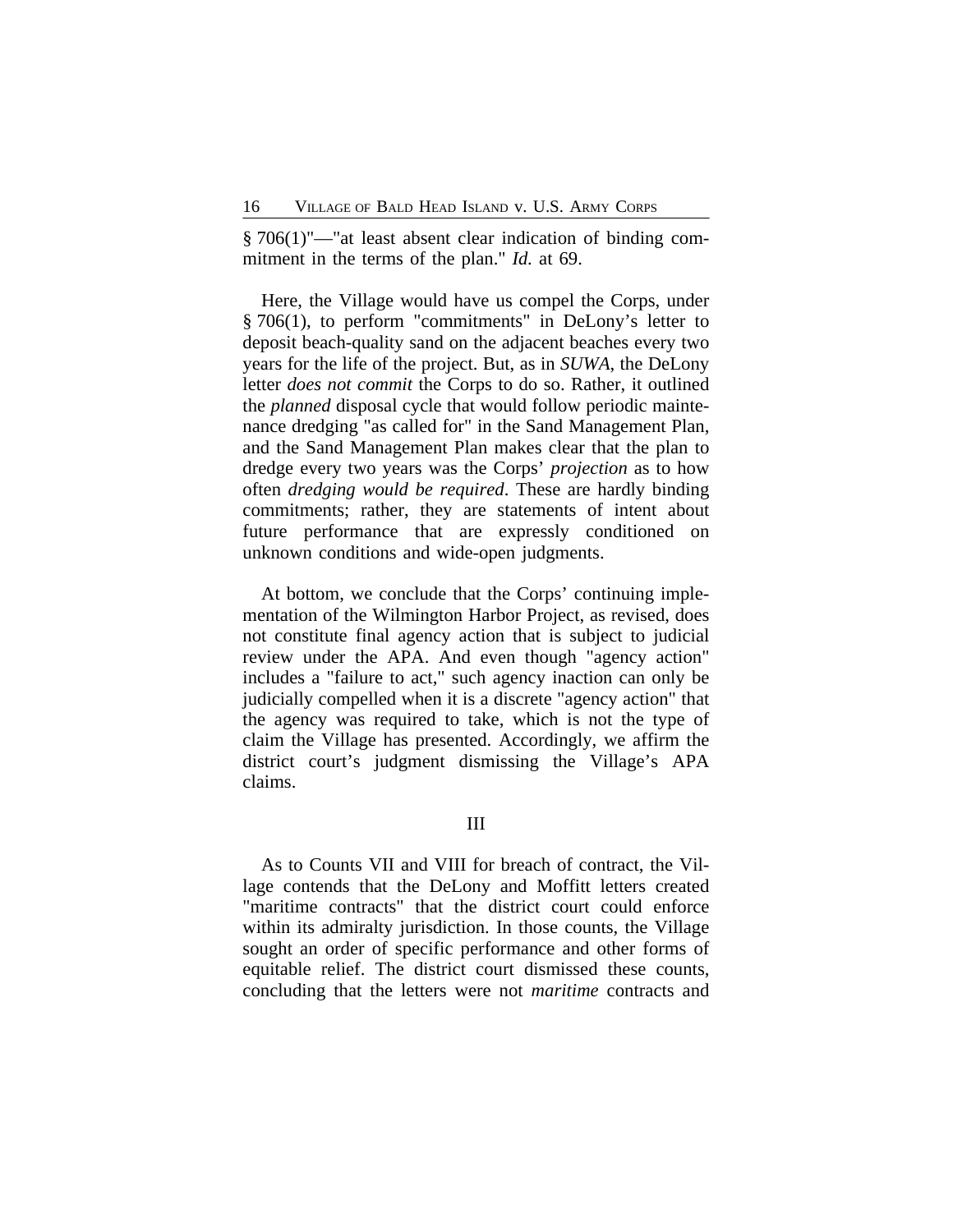§ 706(1)"—"at least absent clear indication of binding commitment in the terms of the plan." *Id.* at 69.

Here, the Village would have us compel the Corps, under § 706(1), to perform "commitments" in DeLony's letter to deposit beach-quality sand on the adjacent beaches every two years for the life of the project. But, as in *SUWA*, the DeLony letter *does not commit* the Corps to do so. Rather, it outlined the *planned* disposal cycle that would follow periodic maintenance dredging "as called for" in the Sand Management Plan, and the Sand Management Plan makes clear that the plan to dredge every two years was the Corps' *projection* as to how often *dredging would be required*. These are hardly binding commitments; rather, they are statements of intent about future performance that are expressly conditioned on unknown conditions and wide-open judgments.

At bottom, we conclude that the Corps' continuing implementation of the Wilmington Harbor Project, as revised, does not constitute final agency action that is subject to judicial review under the APA. And even though "agency action" includes a "failure to act," such agency inaction can only be judicially compelled when it is a discrete "agency action" that the agency was required to take, which is not the type of claim the Village has presented. Accordingly, we affirm the district court's judgment dismissing the Village's APA claims.

## III

As to Counts VII and VIII for breach of contract, the Village contends that the DeLony and Moffitt letters created "maritime contracts" that the district court could enforce within its admiralty jurisdiction. In those counts, the Village sought an order of specific performance and other forms of equitable relief. The district court dismissed these counts, concluding that the letters were not *maritime* contracts and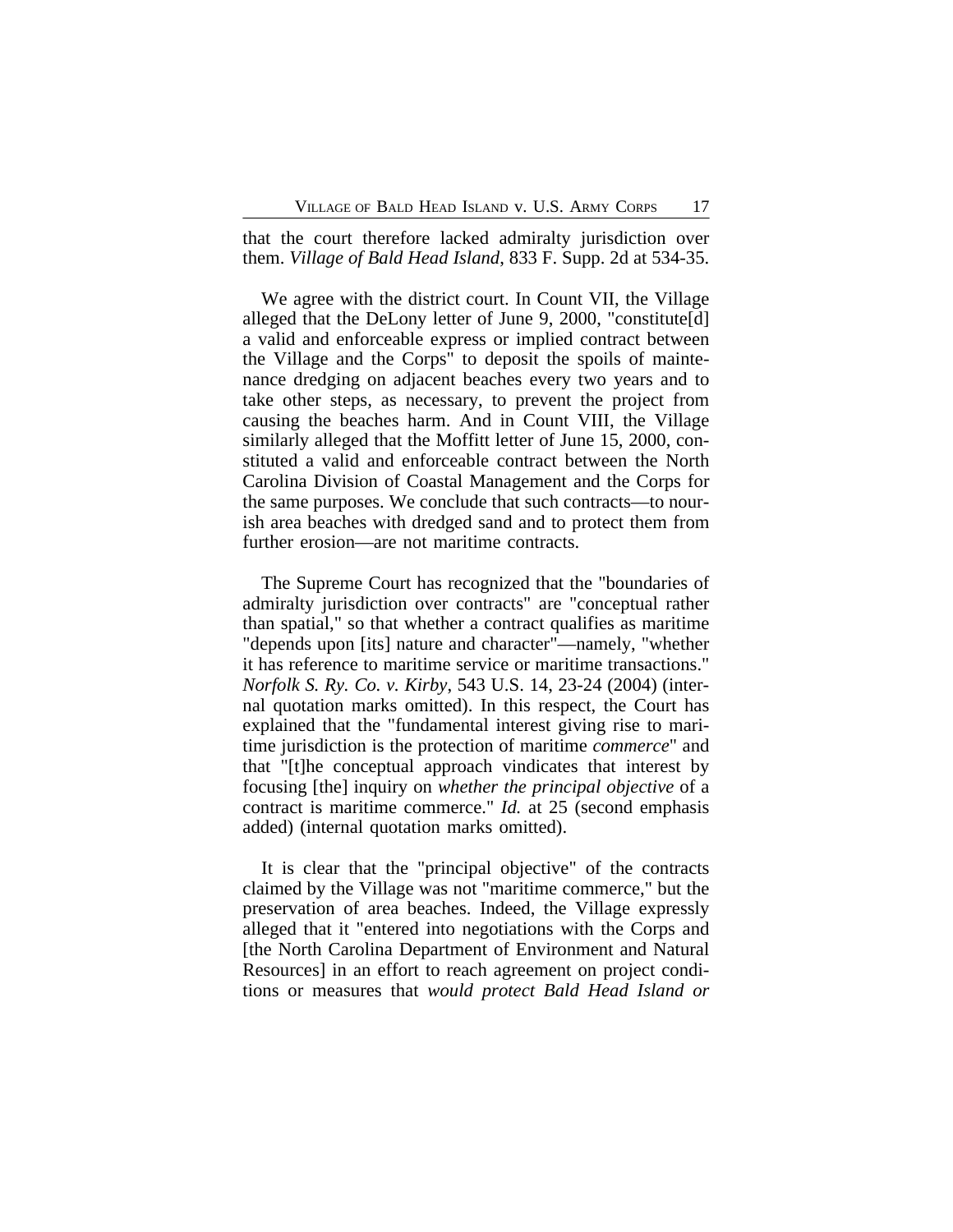that the court therefore lacked admiralty jurisdiction over them. *Village of Bald Head Island*, 833 F. Supp. 2d at 534-35.

We agree with the district court. In Count VII, the Village alleged that the DeLony letter of June 9, 2000, "constitute[d] a valid and enforceable express or implied contract between the Village and the Corps" to deposit the spoils of maintenance dredging on adjacent beaches every two years and to take other steps, as necessary, to prevent the project from causing the beaches harm. And in Count VIII, the Village similarly alleged that the Moffitt letter of June 15, 2000, constituted a valid and enforceable contract between the North Carolina Division of Coastal Management and the Corps for the same purposes. We conclude that such contracts—to nourish area beaches with dredged sand and to protect them from further erosion—are not maritime contracts.

The Supreme Court has recognized that the "boundaries of admiralty jurisdiction over contracts" are "conceptual rather than spatial," so that whether a contract qualifies as maritime "depends upon [its] nature and character"—namely, "whether it has reference to maritime service or maritime transactions." *Norfolk S. Ry. Co. v. Kirby*, 543 U.S. 14, 23-24 (2004) (internal quotation marks omitted). In this respect, the Court has explained that the "fundamental interest giving rise to maritime jurisdiction is the protection of maritime *commerce*" and that "[t]he conceptual approach vindicates that interest by focusing [the] inquiry on *whether the principal objective* of a contract is maritime commerce." *Id.* at 25 (second emphasis added) (internal quotation marks omitted).

It is clear that the "principal objective" of the contracts claimed by the Village was not "maritime commerce," but the preservation of area beaches. Indeed, the Village expressly alleged that it "entered into negotiations with the Corps and [the North Carolina Department of Environment and Natural Resources] in an effort to reach agreement on project conditions or measures that *would protect Bald Head Island or*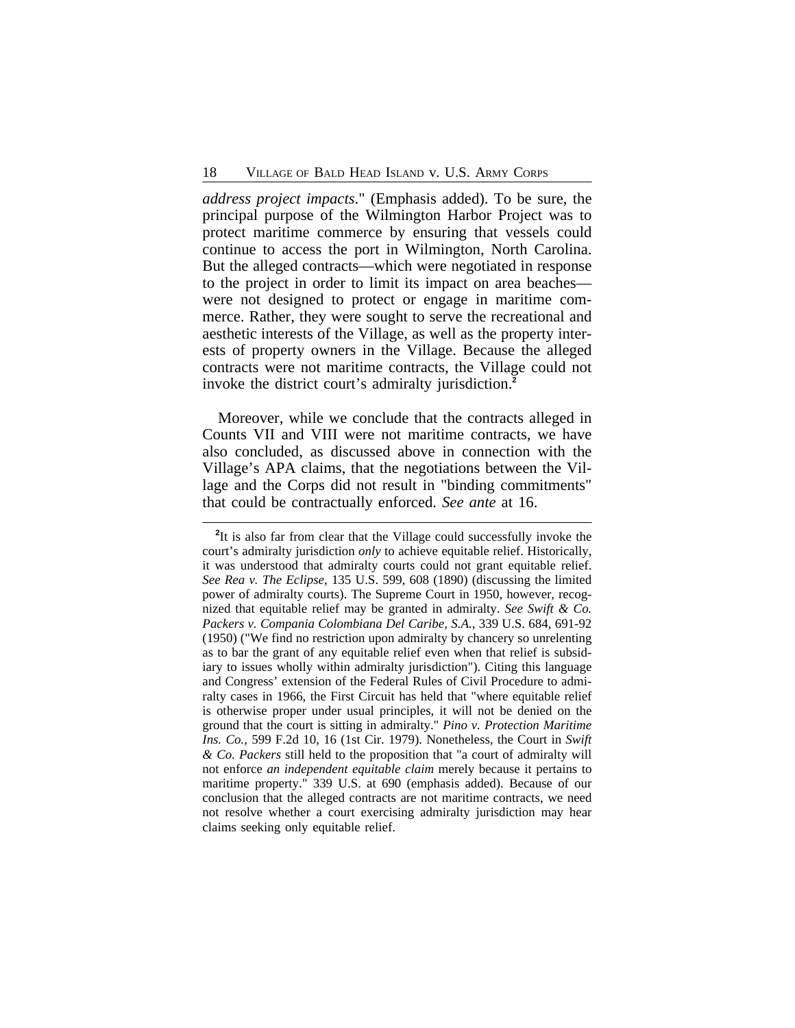*address project impacts*." (Emphasis added). To be sure, the principal purpose of the Wilmington Harbor Project was to protect maritime commerce by ensuring that vessels could continue to access the port in Wilmington, North Carolina. But the alleged contracts—which were negotiated in response to the project in order to limit its impact on area beaches—were not designed to protect or engage in maritime commerce. Rather, they were sought to serve the recreational and aesthetic interests of the Village, as well as the property interests of property owners in the Village. Because the alleged contracts were not maritime contracts, the Village could not invoke the district court's admiralty jurisdiction.[2]

Moreover, while we conclude that the contracts alleged in Counts VII and VIII were not maritime contracts, we have also concluded, as discussed above in connection with the Village's APA claims, that the negotiations between the Village and the Corps did not result in "binding commitments" that could be contractually enforced. *See ante* at 16.

---

[2]It is also far from clear that the Village could successfully invoke the court's admiralty jurisdiction *only* to achieve equitable relief. Historically, it was understood that admiralty courts could not grant equitable relief. *See Rea v. The Eclipse*, 135 U.S. 599, 608 (1890) (discussing the limited power of admiralty courts). The Supreme Court in 1950, however, recognized that equitable relief may be granted in admiralty. *See Swift & Co. Packers v. Compania Colombiana Del Caribe, S.A.*, 339 U.S. 684, 691-92 (1950) ("We find no restriction upon admiralty by chancery so unrelenting as to bar the grant of any equitable relief even when that relief is subsidiary to issues wholly within admiralty jurisdiction"). Citing this language and Congress' extension of the Federal Rules of Civil Procedure to admiralty cases in 1966, the First Circuit has held that "where equitable relief is otherwise proper under usual principles, it will not be denied on the ground that the court is sitting in admiralty." *Pino v. Protection Maritime Ins. Co.*, 599 F.2d 10, 16 (1st Cir. 1979). Nonetheless, the Court in *Swift & Co. Packers* still held to the proposition that "a court of admiralty will not enforce *an independent equitable claim* merely because it pertains to maritime property." 339 U.S. at 690 (emphasis added). Because of our conclusion that the alleged contracts are not maritime contracts, we need not resolve whether a court exercising admiralty jurisdiction may hear claims seeking only equitable relief.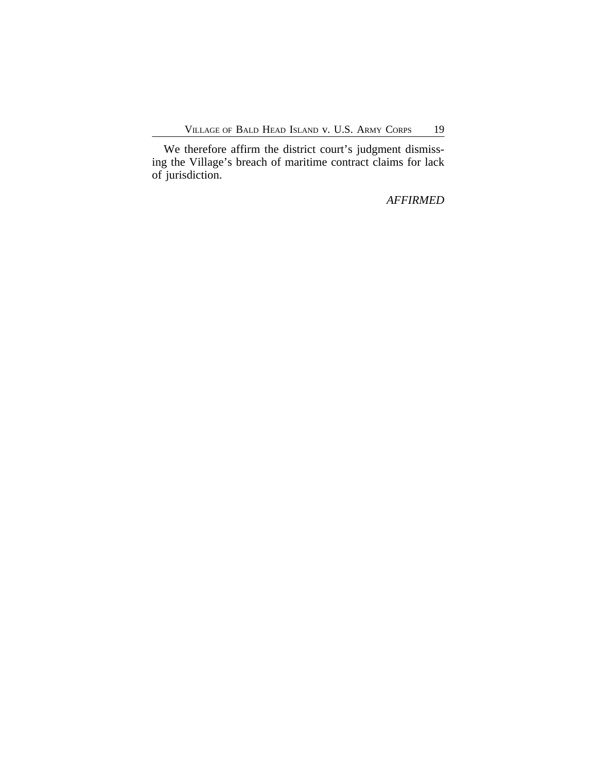We therefore affirm the district court's judgment dismissing the Village's breach of maritime contract claims for lack of jurisdiction.

*AFFIRMED*